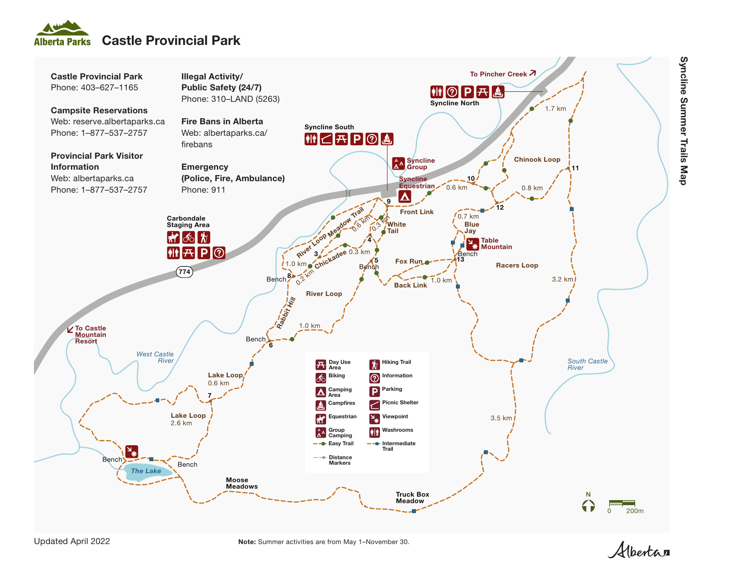# Castle Provincial Park

## Syncline Summer Trails Map

**Castle Provincial Park**
Phone: 403–627–1165

**Campsite Reservations**
Web: reserve.albertaparks.ca
Phone: 1–877–537–2757

**Provincial Park Visitor Information**
Web: albertaparks.ca
Phone: 1–877–537–2757

**Illegal Activity/ Public Safety (24/7)**
Phone: 310–LAND (5263)

**Fire Bans in Alberta**
Web: albertaparks.ca/firebans

**Emergency (Police, Fire, Ambulance)**
Phone: 911

Syncline South

Syncline North

To Pincher Creek

Syncline Group

Syncline Equestrian

Carbondale Staging Area

774

To Castle Mountain Resort

West Castle River

South Castle River

River Loop Meadow Trail 0.6 km

Chickadee 0.3 km

0.2 km

1.0 km

White Tail 0.3 km

Front Link

0.6 km

1.7 km

Chinook Loop

0.8 km

0.7 km

Blue Jay

Table Mountain

Fox Run

Back Link 1.0 km

Racers Loop

3.2 km

3.5 km

River Loop

Rabbit Hill

1.0 km

Lake Loop 0.6 km

Lake Loop 2.6 km

The Lake

Moose Meadows

Truck Box Meadow

Bench

Distance markers: 3, 4, 5, 6, 7, 8, 9, 10, 11, 12, 13

**Legend**

- Day Use Area
- Biking
- Camping Area
- Campfires
- Equestrian
- Group Camping
- Easy Trail
- Distance Markers
- Hiking Trail
- Information
- Parking
- Picnic Shelter
- Viewpoint
- Washrooms
- Intermediate Trail

N

0 200m

Updated April 2022

**Note:** Summer activities are from May 1–November 30.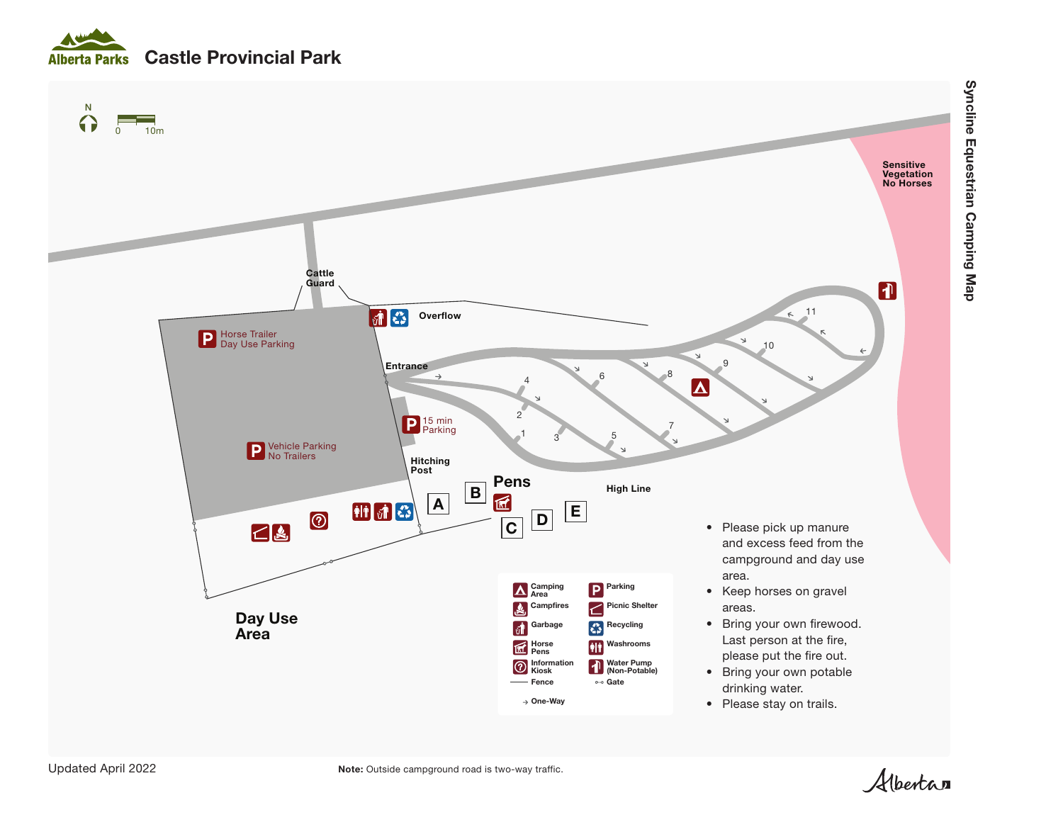# Castle Provincial Park

## Syncline Equestrian Camping Map

N

0 10m

Sensitive Vegetation No Horses

Cattle Guard

Overflow

Horse Trailer Day Use Parking

Entrance

15 min Parking

Vehicle Parking No Trailers

Hitching Post

Pens

A B C D E

High Line

Day Use Area

1 2 3 4 5 6 7 8 9 10 11

- Camping Area
- Parking
- Campfires
- Picnic Shelter
- Garbage
- Recycling
- Horse Pens
- Washrooms
- Information Kiosk
- Water Pump (Non-Potable)
- Fence
- Gate
- One-Way

- Please pick up manure and excess feed from the campground and day use area.
- Keep horses on gravel areas.
- Bring your own firewood. Last person at the fire, please put the fire out.
- Bring your own potable drinking water.
- Please stay on trails.

Updated April 2022

**Note:** Outside campground road is two-way traffic.